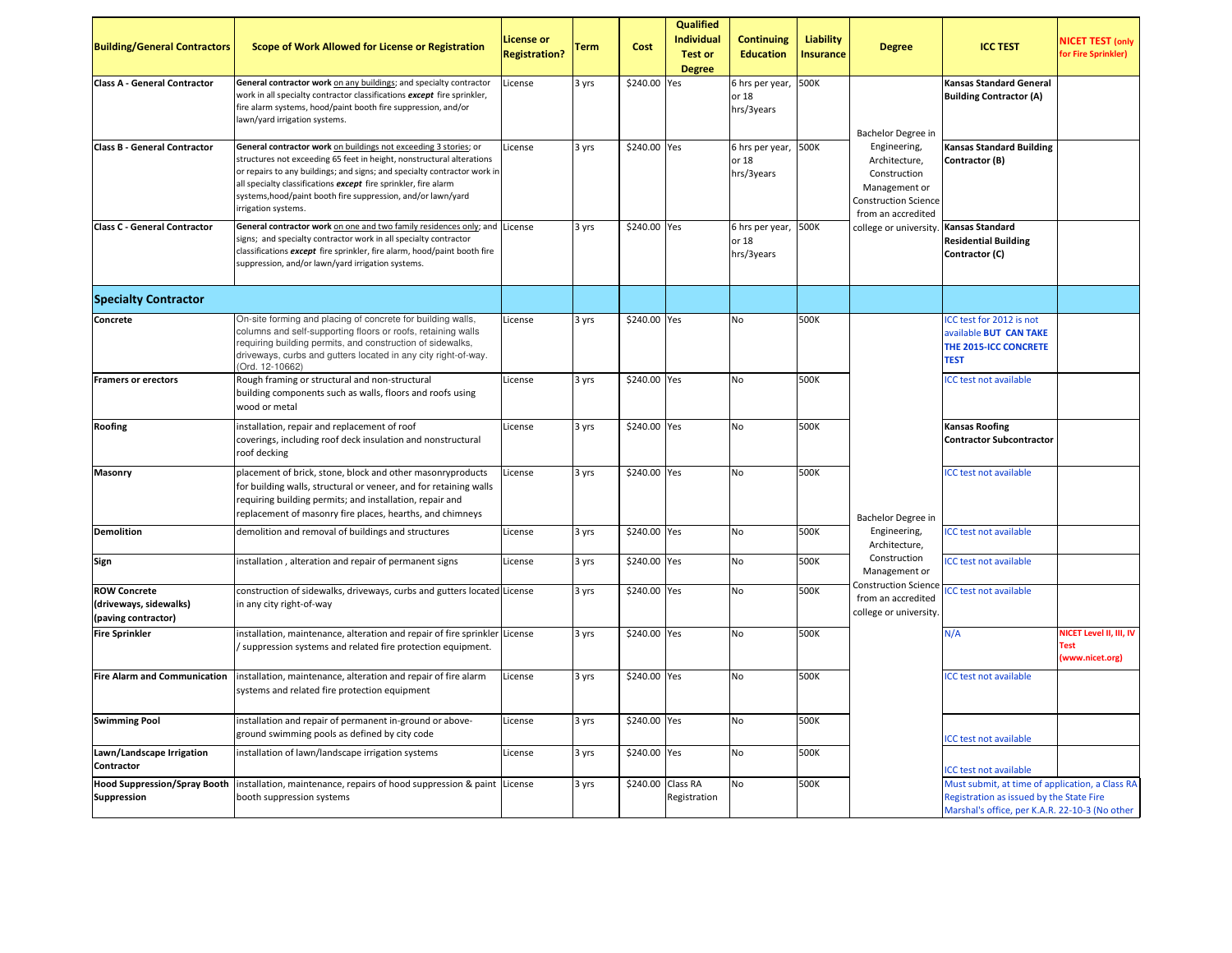| Building/General Contractors | Scope of Work Allowed for License or Registration | License or Registration? | Term | Cost | Qualified Individual Test or Degree | Continuing Education | Liability Insurance | Degree | ICC TEST | NICET TEST (only for Fire Sprinkler) |
|---|---|---|---|---|---|---|---|---|---|---|
| **Class A - General Contractor** | **General contractor work** on any buildings; and specialty contractor work in all specialty contractor classifications ***except*** fire sprinkler, fire alarm systems, hood/paint booth fire suppression, and/or lawn/yard irrigation systems. | License | 3 yrs | $240.00 | Yes | 6 hrs per year, or 18 hrs/3years | 500K | Bachelor Degree in Engineering, Architecture, Construction Management or Construction Science from an accredited college or university. | **Kansas Standard General Building Contractor (A)** | |
| **Class B - General Contractor** | **General contractor work** on buildings not exceeding 3 stories; or structures not exceeding 65 feet in height, nonstructural alterations or repairs to any buildings; and signs; and specialty contractor work in all specialty classifications ***except*** fire sprinkler, fire alarm systems,hood/paint booth fire suppression, and/or lawn/yard irrigation systems. | License | 3 yrs | $240.00 | Yes | 6 hrs per year, or 18 hrs/3years | 500K | | **Kansas Standard Building Contractor (B)** | |
| **Class C - General Contractor** | **General contractor work** on one and two family residences only; and signs; and specialty contractor work in all specialty contractor classifications ***except*** fire sprinkler, fire alarm, hood/paint booth fire suppression, and/or lawn/yard irrigation systems. | License | 3 yrs | $240.00 | Yes | 6 hrs per year, or 18 hrs/3years | 500K | | **Kansas Standard Residential Building Contractor (C)** | |
| **Specialty Contractor** | | | | | | | | | | |
| **Concrete** | On-site forming and placing of concrete for building walls, columns and self-supporting floors or roofs, retaining walls requiring building permits, and construction of sidewalks, driveways, curbs and gutters located in any city right-of-way. (Ord. 12-10662) | License | 3 yrs | $240.00 | Yes | No | 500K | Bachelor Degree in Engineering, Architecture, Construction Management or Construction Science from an accredited college or university. | ICC test for 2012 is not available **BUT CAN TAKE THE 2015-ICC CONCRETE TEST** | |
| **Framers or erectors** | Rough framing or structural and non-structural building components such as walls, floors and roofs using wood or metal | License | 3 yrs | $240.00 | Yes | No | 500K | | ICC test not available | |
| **Roofing** | installation, repair and replacement of roof coverings, including roof deck insulation and nonstructural roof decking | License | 3 yrs | $240.00 | Yes | No | 500K | | **Kansas Roofing Contractor Subcontractor** | |
| **Masonry** | placement of brick, stone, block and other masonryproducts for building walls, structural or veneer, and for retaining walls requiring building permits; and installation, repair and replacement of masonry fire places, hearths, and chimneys | License | 3 yrs | $240.00 | Yes | No | 500K | | ICC test not available | |
| **Demolition** | demolition and removal of buildings and structures | License | 3 yrs | $240.00 | Yes | No | 500K | | ICC test not available | |
| **Sign** | installation , alteration and repair of permanent signs | License | 3 yrs | $240.00 | Yes | No | 500K | | ICC test not available | |
| **ROW Concrete (driveways, sidewalks) (paving contractor)** | construction of sidewalks, driveways, curbs and gutters located in any city right-of-way | License | 3 yrs | $240.00 | Yes | No | 500K | | ICC test not available | |
| **Fire Sprinkler** | installation, maintenance, alteration and repair of fire sprinkler / suppression systems and related fire protection equipment. | License | 3 yrs | $240.00 | Yes | No | 500K | | N/A | **NICET Level II, III, IV Test (www.nicet.org)** |
| **Fire Alarm and Communication** | installation, maintenance, alteration and repair of fire alarm systems and related fire protection equipment | License | 3 yrs | $240.00 | Yes | No | 500K | | ICC test not available | |
| **Swimming Pool** | installation and repair of permanent in-ground or above-ground swimming pools as defined by city code | License | 3 yrs | $240.00 | Yes | No | 500K | | ICC test not available | |
| **Lawn/Landscape Irrigation Contractor** | installation of lawn/landscape irrigation systems | License | 3 yrs | $240.00 | Yes | No | 500K | | ICC test not available | |
| **Hood Suppression/Spray Booth Suppression** | installation, maintenance, repairs of hood suppression & paint booth suppression systems | License | 3 yrs | $240.00 | Class RA Registration | No | 500K | | Must submit, at time of application, a Class RA Registration as issued by the State Fire Marshal's office, per K.A.R. 22-10-3 (No other | |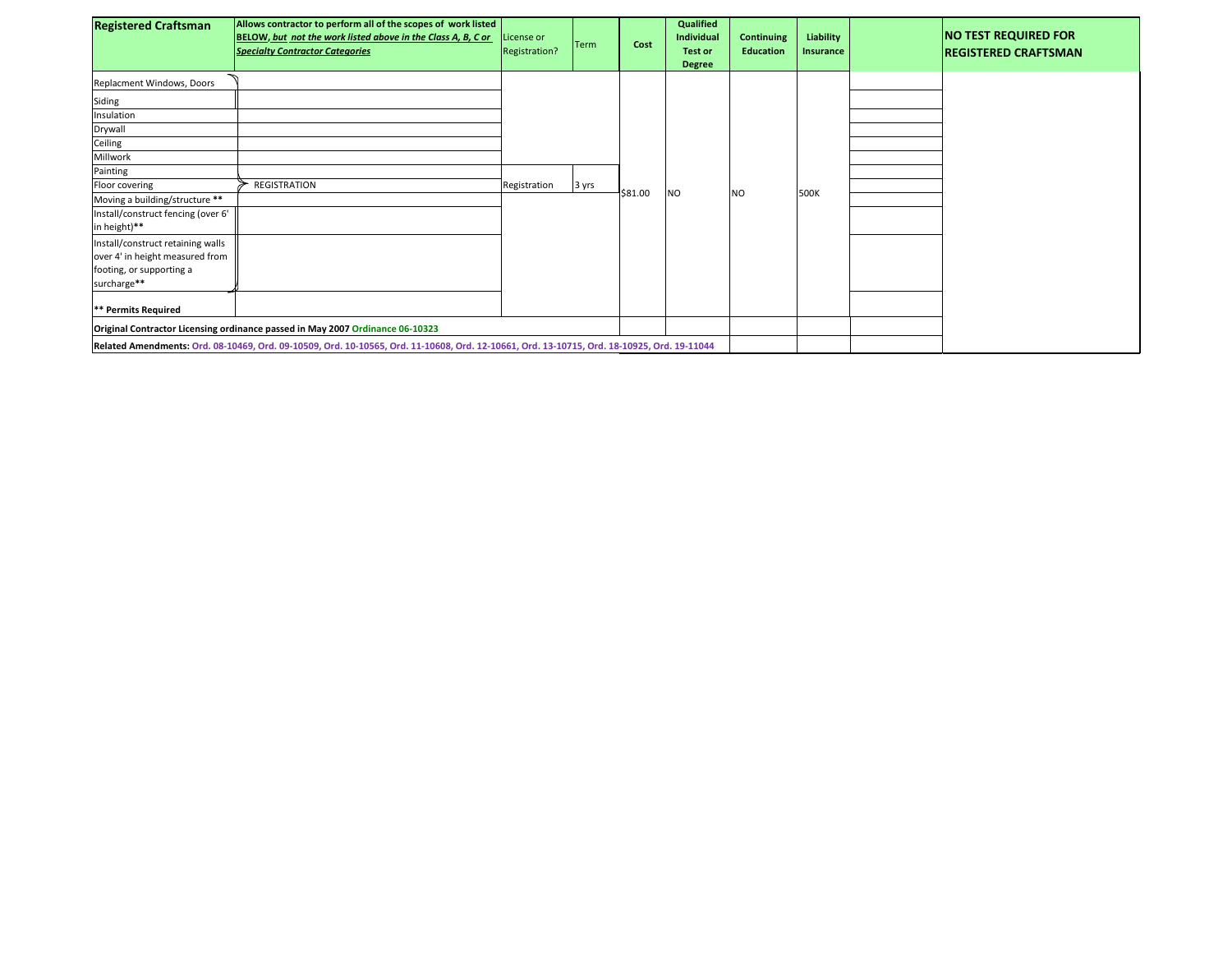| Registered Craftsman | Allows contractor to perform all of the scopes of work listed BELOW, ***but not the work listed above in the Class A, B, C or Specialty Contractor Categories*** | License or Registration? | Term | Cost | Qualified Individual Test or Degree | Continuing Education | Liability Insurance | | NO TEST REQUIRED FOR REGISTERED CRAFTSMAN |
|---|---|---|---|---|---|---|---|---|---|
| Replacment Windows, Doors | | | | | | | | | |
| Siding | | | | | | | | | |
| Insulation | | | | | | | | | |
| Drywall | | | | | | | | | |
| Ceiling | | | | | | | | | |
| Millwork | | | | | | | | | |
| Painting | | | | | | | | | |
| Floor covering | REGISTRATION | Registration | 3 yrs | $81.00 | NO | NO | 500K | | |
| Moving a building/structure ** | | | | | | | | | |
| Install/construct fencing (over 6' in height)** | | | | | | | | | |
| Install/construct retaining walls over 4' in height measured from footing, or supporting a surcharge** | | | | | | | | | |
| **** Permits Required** | | | | | | | | | |
| **Original Contractor Licensing ordinance passed in May 2007 Ordinance 06-10323** | | | | | | | | | |
| **Related Amendments: Ord. 08-10469, Ord. 09-10509, Ord. 10-10565, Ord. 11-10608, Ord. 12-10661, Ord. 13-10715, Ord. 18-10925, Ord. 19-11044** | | | | | | | | | |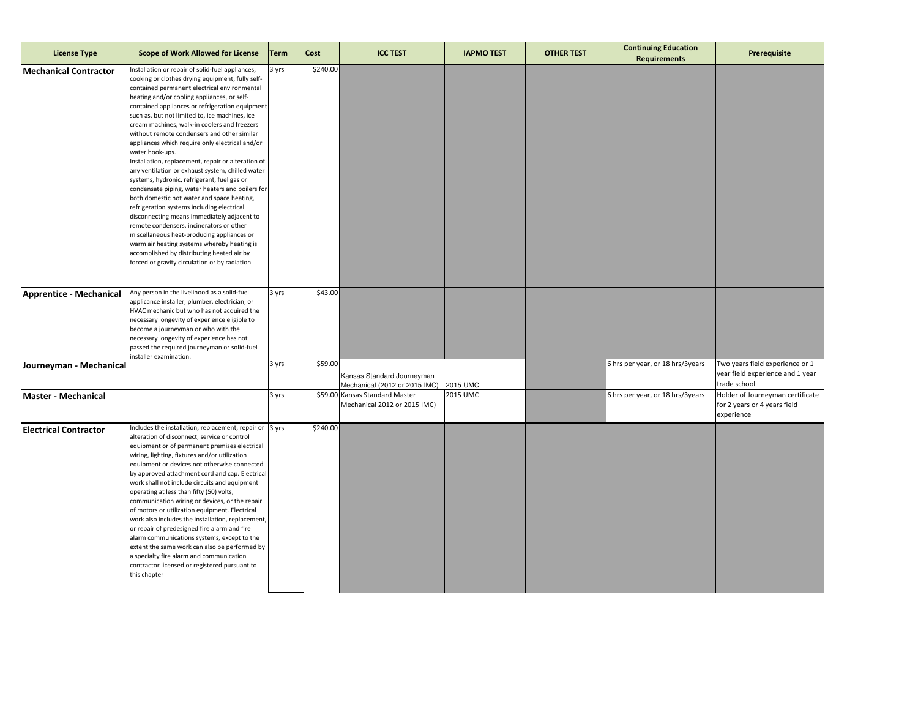| License Type | Scope of Work Allowed for License | Term | Cost | ICC TEST | IAPMO TEST | OTHER TEST | Continuing Education Requirements | Prerequisite |
|---|---|---|---|---|---|---|---|---|
| **Mechanical Contractor** | Installation or repair of solid-fuel appliances, cooking or clothes drying equipment, fully self-contained permanent electrical environmental heating and/or cooling appliances, or self-contained appliances or refrigeration equipment such as, but not limited to, ice machines, ice cream machines, walk-in coolers and freezers without remote condensers and other similar appliances which require only electrical and/or water hook-ups. Installation, replacement, repair or alteration of any ventilation or exhaust system, chilled water systems, hydronic, refrigerant, fuel gas or condensate piping, water heaters and boilers for both domestic hot water and space heating, refrigeration systems including electrical disconnecting means immediately adjacent to remote condensers, incinerators or other miscellaneous heat-producing appliances or warm air heating systems whereby heating is accomplished by distributing heated air by forced or gravity circulation or by radiation | 3 yrs | $240.00 | | | | | |
| **Apprentice - Mechanical** | Any person in the livelihood as a solid-fuel applicance installer, plumber, electrician, or HVAC mechanic but who has not acquired the necessary longevity of experience eligible to become a journeyman or who with the necessary longevity of experience has not passed the required journeyman or solid-fuel installer examination. | 3 yrs | $43.00 | | | | | |
| **Journeyman - Mechanical** | | 3 yrs | $59.00 | Kansas Standard Journeyman Mechanical (2012 or 2015 IMC) | 2015 UMC | | 6 hrs per year, or 18 hrs/3years | Two years field experience or 1 year field experience and 1 year trade school |
| **Master - Mechanical** | | 3 yrs | $59.00 | Kansas Standard Master Mechanical 2012 or 2015 IMC) | 2015 UMC | | 6 hrs per year, or 18 hrs/3years | Holder of Journeyman certificate for 2 years or 4 years field experience |
| **Electrical Contractor** | Includes the installation, replacement, repair or alteration of disconnect, service or control equipment or of permanent premises electrical wiring, lighting, fixtures and/or utilization equipment or devices not otherwise connected by approved attachment cord and cap. Electrical work shall not include circuits and equipment operating at less than fifty (50) volts, communication wiring or devices, or the repair of motors or utilization equipment. Electrical work also includes the installation, replacement, or repair of predesigned fire alarm and fire alarm communications systems, except to the extent the same work can also be performed by a specialty fire alarm and communication contractor licensed or registered pursuant to this chapter | 3 yrs | $240.00 | | | | | |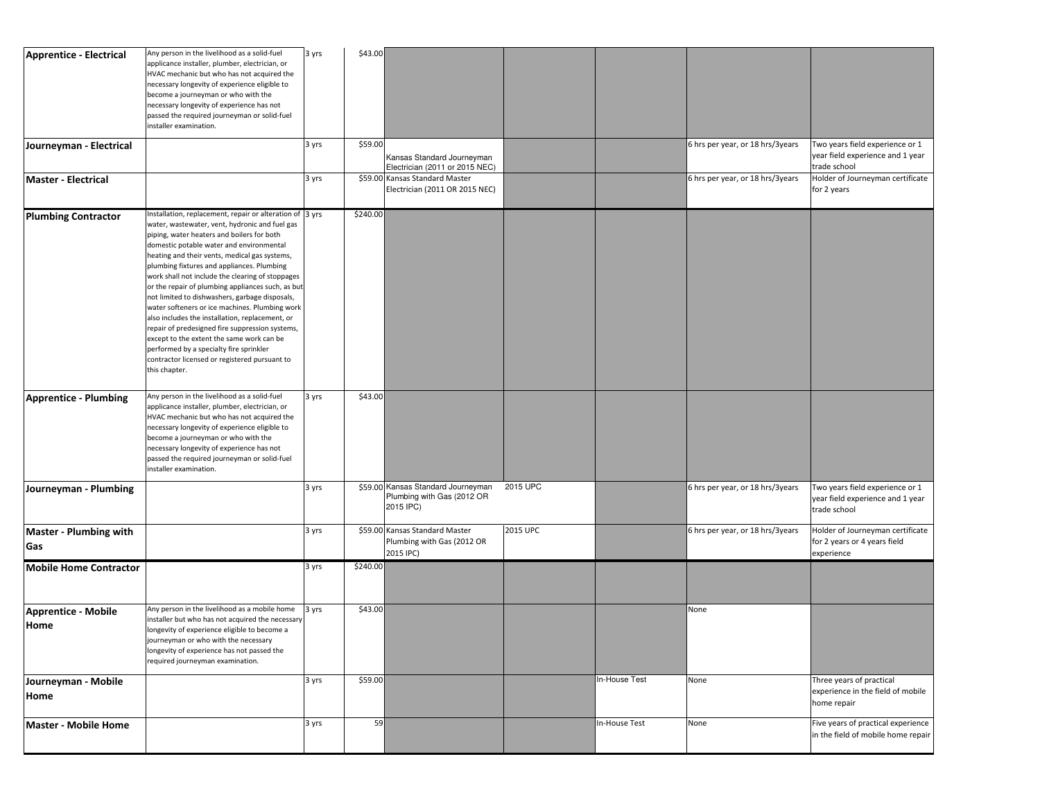| | | | | | | | | |
|---|---|---|---|---|---|---|---|---|
| **Apprentice - Electrical** | Any person in the livelihood as a solid-fuel applicance installer, plumber, electrician, or HVAC mechanic but who has not acquired the necessary longevity of experience eligible to become a journeyman or who with the necessary longevity of experience has not passed the required journeyman or solid-fuel installer examination. | 3 yrs | $43.00 | | | | | |
| **Journeyman - Electrical** | | 3 yrs | $59.00 | Kansas Standard Journeyman Electrician (2011 or 2015 NEC) | | | 6 hrs per year, or 18 hrs/3years | Two years field experience or 1 year field experience and 1 year trade school |
| **Master - Electrical** | | 3 yrs | $59.00 | Kansas Standard Master Electrician (2011 OR 2015 NEC) | | | 6 hrs per year, or 18 hrs/3years | Holder of Journeyman certificate for 2 years |
| **Plumbing Contractor** | Installation, replacement, repair or alteration of water, wastewater, vent, hydronic and fuel gas piping, water heaters and boilers for both domestic potable water and environmental heating and their vents, medical gas systems, plumbing fixtures and appliances. Plumbing work shall not include the clearing of stoppages or the repair of plumbing appliances such, as but not limited to dishwashers, garbage disposals, water softeners or ice machines. Plumbing work also includes the installation, replacement, or repair of predesigned fire suppression systems, except to the extent the same work can be performed by a specialty fire sprinkler contractor licensed or registered pursuant to this chapter. | 3 yrs | $240.00 | | | | | |
| **Apprentice - Plumbing** | Any person in the livelihood as a solid-fuel applicance installer, plumber, electrician, or HVAC mechanic but who has not acquired the necessary longevity of experience eligible to become a journeyman or who with the necessary longevity of experience has not passed the required journeyman or solid-fuel installer examination. | 3 yrs | $43.00 | | | | | |
| **Journeyman - Plumbing** | | 3 yrs | $59.00 | Kansas Standard Journeyman Plumbing with Gas (2012 OR 2015 IPC) | 2015 UPC | | 6 hrs per year, or 18 hrs/3years | Two years field experience or 1 year field experience and 1 year trade school |
| **Master - Plumbing with Gas** | | 3 yrs | $59.00 | Kansas Standard Master Plumbing with Gas (2012 OR 2015 IPC) | 2015 UPC | | 6 hrs per year, or 18 hrs/3years | Holder of Journeyman certificate for 2 years or 4 years field experience |
| **Mobile Home Contractor** | | 3 yrs | $240.00 | | | | | |
| **Apprentice - Mobile Home** | Any person in the livelihood as a mobile home installer but who has not acquired the necessary longevity of experience eligible to become a journeyman or who with the necessary longevity of experience has not passed the required journeyman examination. | 3 yrs | $43.00 | | | | None | |
| **Journeyman - Mobile Home** | | 3 yrs | $59.00 | | | In-House Test | None | Three years of practical experience in the field of mobile home repair |
| **Master - Mobile Home** | | 3 yrs | 59 | | | In-House Test | None | Five years of practical experience in the field of mobile home repair |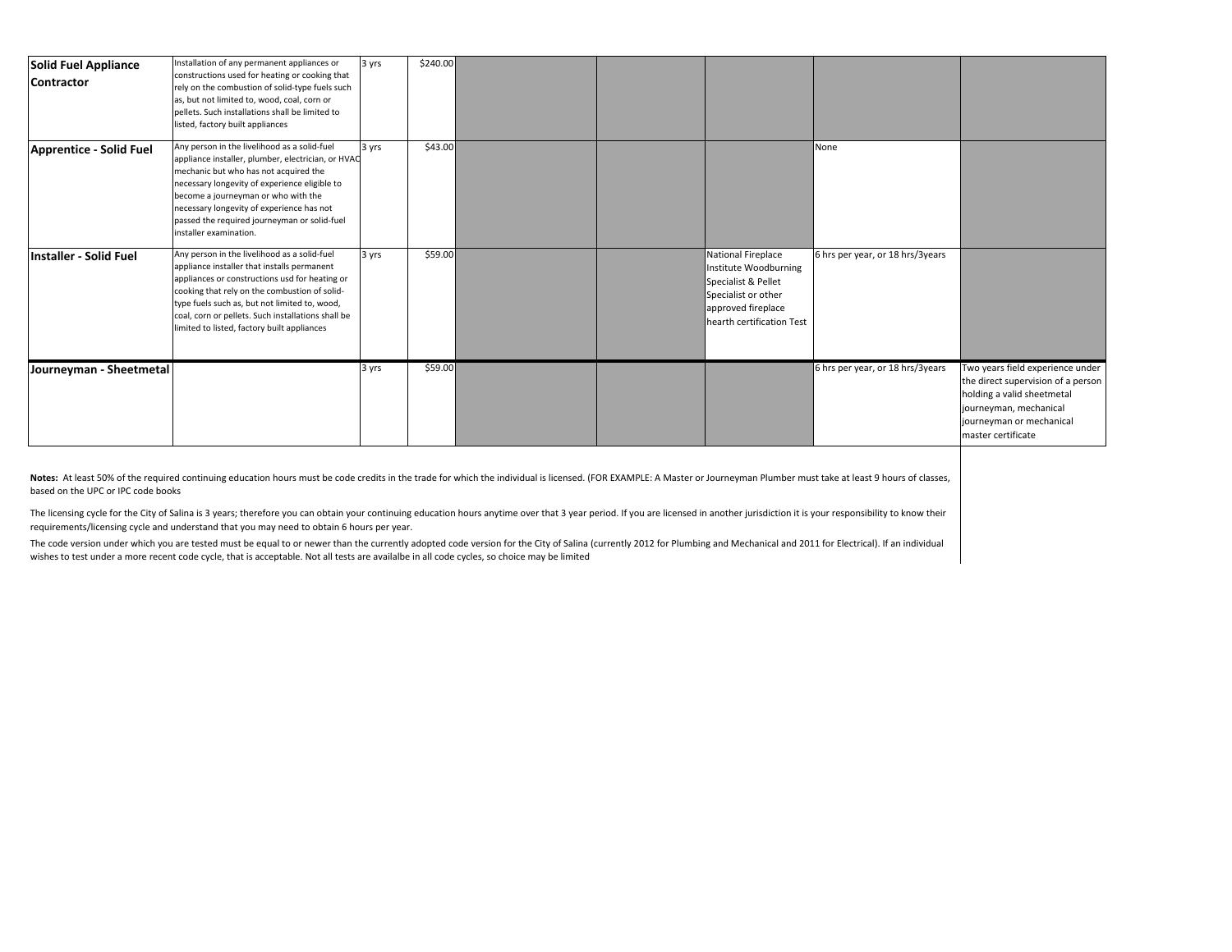| | | | | | | | | |
|---|---|---|---|---|---|---|---|---|
| **Solid Fuel Appliance Contractor** | Installation of any permanent appliances or constructions used for heating or cooking that rely on the combustion of solid-type fuels such as, but not limited to, wood, coal, corn or pellets. Such installations shall be limited to listed, factory built appliances | 3 yrs | $240.00 | | | | | |
| **Apprentice - Solid Fuel** | Any person in the livelihood as a solid-fuel appliance installer, plumber, electrician, or HVAC mechanic but who has not acquired the necessary longevity of experience eligible to become a journeyman or who with the necessary longevity of experience has not passed the required journeyman or solid-fuel installer examination. | 3 yrs | $43.00 | | | | None | |
| **Installer - Solid Fuel** | Any person in the livelihood as a solid-fuel appliance installer that installs permanent appliances or constructions usd for heating or cooking that rely on the combustion of solid-type fuels such as, but not limited to, wood, coal, corn or pellets. Such installations shall be limited to listed, factory built appliances | 3 yrs | $59.00 | | | National Fireplace Institute Woodburning Specialist & Pellet Specialist or other approved fireplace hearth certification Test | 6 hrs per year, or 18 hrs/3years | |
| **Journeyman - Sheetmetal** | | 3 yrs | $59.00 | | | | 6 hrs per year, or 18 hrs/3years | Two years field experience under the direct supervision of a person holding a valid sheetmetal journeyman, mechanical journeyman or mechanical master certificate |

**Notes:** At least 50% of the required continuing education hours must be code credits in the trade for which the individual is licensed. (FOR EXAMPLE: A Master or Journeyman Plumber must take at least 9 hours of classes, based on the UPC or IPC code books

The licensing cycle for the City of Salina is 3 years; therefore you can obtain your continuing education hours anytime over that 3 year period. If you are licensed in another jurisdiction it is your responsibility to know their requirements/licensing cycle and understand that you may need to obtain 6 hours per year.

The code version under which you are tested must be equal to or newer than the currently adopted code version for the City of Salina (currently 2012 for Plumbing and Mechanical and 2011 for Electrical). If an individual wishes to test under a more recent code cycle, that is acceptable. Not all tests are availalbe in all code cycles, so choice may be limited